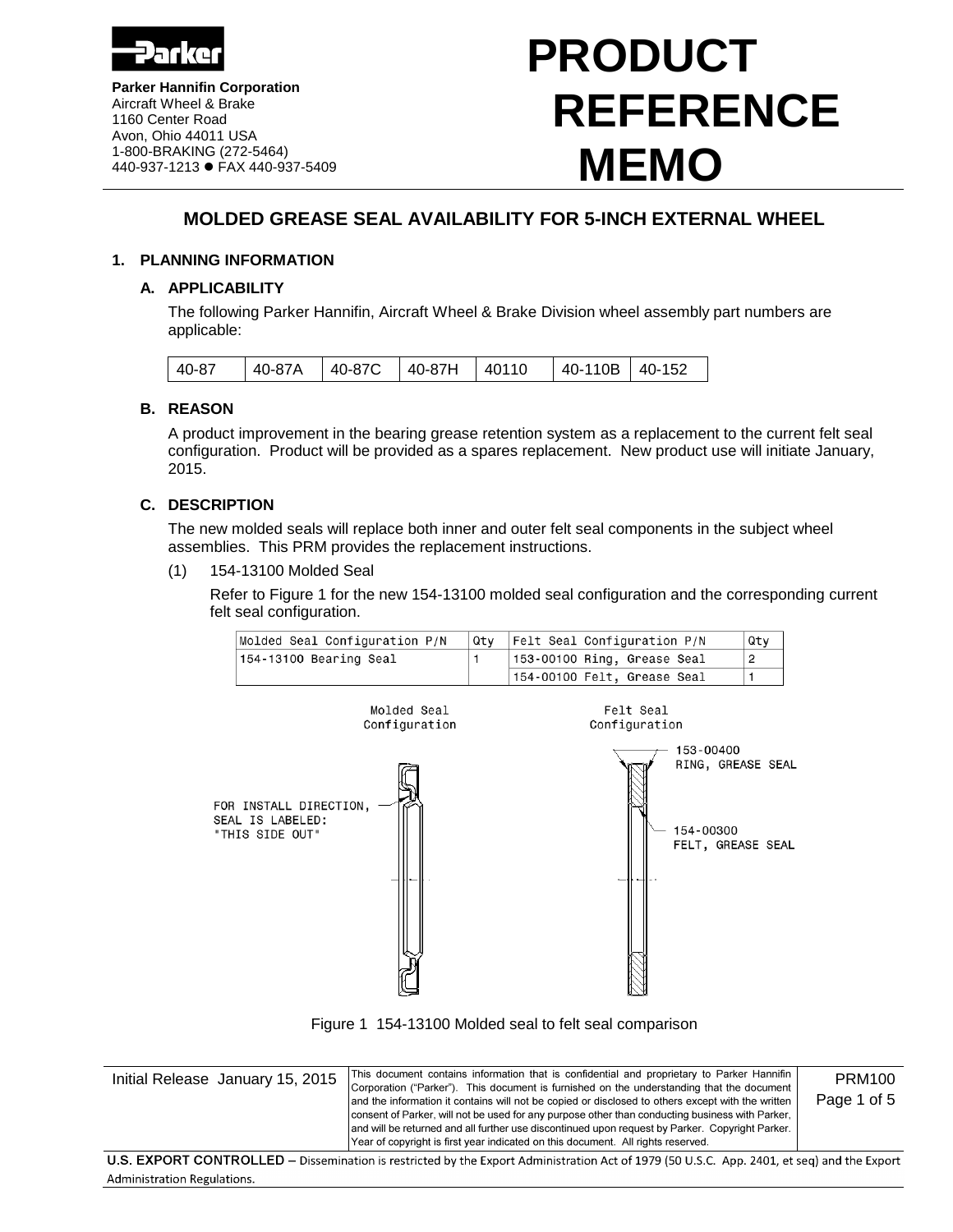**Parker Hannifin Corporation**
Aircraft Wheel & Brake
1160 Center Road
Avon, Ohio 44011 USA
1-800-BRAKING (272-5464)
440-937-1213 ● FAX 440-937-5409

# PRODUCT REFERENCE MEMO

## MOLDED GREASE SEAL AVAILABILITY FOR 5-INCH EXTERNAL WHEEL

### 1. PLANNING INFORMATION

#### A. APPLICABILITY

The following Parker Hannifin, Aircraft Wheel & Brake Division wheel assembly part numbers are applicable:

| 40-87 | 40-87A | 40-87C | 40-87H | 40110 | 40-110B | 40-152 |
|---|---|---|---|---|---|---|

#### B. REASON

A product improvement in the bearing grease retention system as a replacement to the current felt seal configuration. Product will be provided as a spares replacement. New product use will initiate January, 2015.

#### C. DESCRIPTION

The new molded seals will replace both inner and outer felt seal components in the subject wheel assemblies. This PRM provides the replacement instructions.

(1) 154-13100 Molded Seal

Refer to Figure 1 for the new 154-13100 molded seal configuration and the corresponding current felt seal configuration.

| Molded Seal Configuration P/N | Qty | Felt Seal Configuration P/N | Qty |
|---|---|---|---|
| 154-13100 Bearing Seal | 1 | 153-00100 Ring, Grease Seal | 2 |
| | | 154-00100 Felt, Grease Seal | 1 |

Molded Seal Configuration — FOR INSTALL DIRECTION, SEAL IS LABELED: "THIS SIDE OUT"

Felt Seal Configuration — 153-00400 RING, GREASE SEAL; 154-00300 FELT, GREASE SEAL

Figure 1 154-13100 Molded seal to felt seal comparison

Initial Release January 15, 2015

This document contains information that is confidential and proprietary to Parker Hannifin Corporation ("Parker"). This document is furnished on the understanding that the document and the information it contains will not be copied or disclosed to others except with the written consent of Parker, will not be used for any purpose other than conducting business with Parker, and will be returned and all further use discontinued upon request by Parker. Copyright Parker. Year of copyright is first year indicated on this document. All rights reserved.

PRM100

**U.S. EXPORT CONTROLLED** – Dissemination is restricted by the Export Administration Act of 1979 (50 U.S.C. App. 2401, et seq) and the Export Administration Regulations.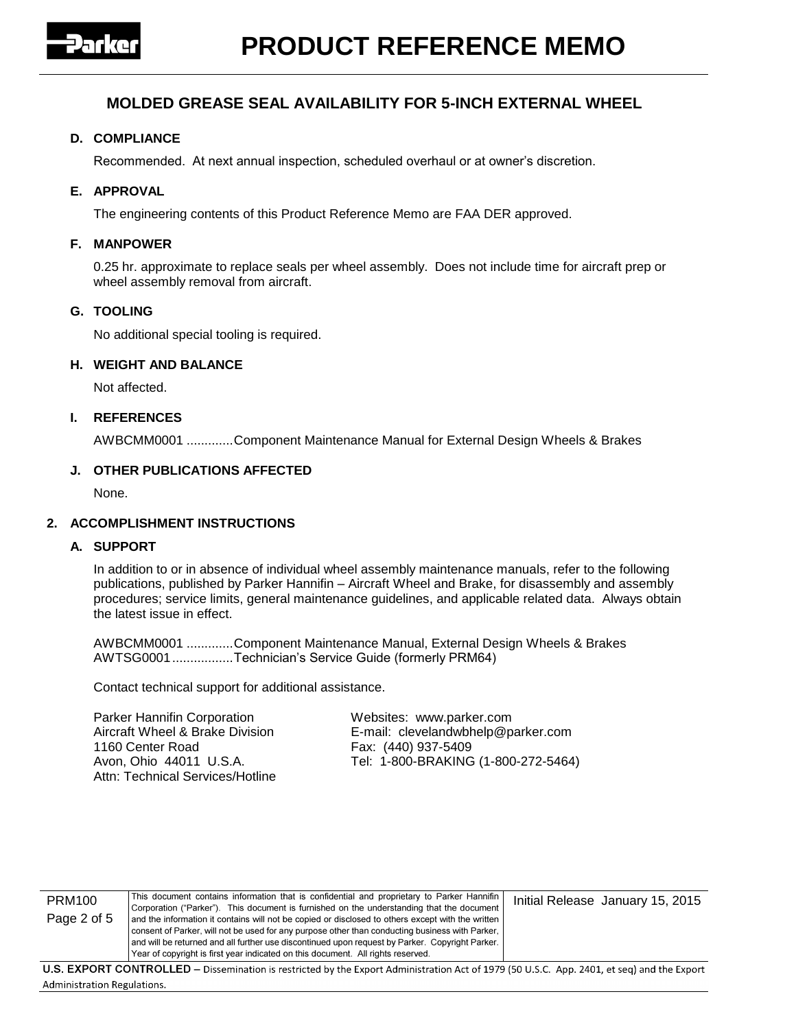## MOLDED GREASE SEAL AVAILABILITY FOR 5-INCH EXTERNAL WHEEL

### D. COMPLIANCE

Recommended. At next annual inspection, scheduled overhaul or at owner's discretion.

### E. APPROVAL

The engineering contents of this Product Reference Memo are FAA DER approved.

### F. MANPOWER

0.25 hr. approximate to replace seals per wheel assembly. Does not include time for aircraft prep or wheel assembly removal from aircraft.

### G. TOOLING

No additional special tooling is required.

### H. WEIGHT AND BALANCE

Not affected.

### I. REFERENCES

AWBCMM0001 .............Component Maintenance Manual for External Design Wheels & Brakes

### J. OTHER PUBLICATIONS AFFECTED

None.

## 2. ACCOMPLISHMENT INSTRUCTIONS

### A. SUPPORT

In addition to or in absence of individual wheel assembly maintenance manuals, refer to the following publications, published by Parker Hannifin – Aircraft Wheel and Brake, for disassembly and assembly procedures; service limits, general maintenance guidelines, and applicable related data. Always obtain the latest issue in effect.

AWBCMM0001 .............Component Maintenance Manual, External Design Wheels & Brakes
AWTSG0001.................Technician's Service Guide (formerly PRM64)

Contact technical support for additional assistance.

Parker Hannifin Corporation
Aircraft Wheel & Brake Division
1160 Center Road
Avon, Ohio 44011 U.S.A.
Attn: Technical Services/Hotline

Websites: www.parker.com
E-mail: clevelandwbhelp@parker.com
Fax: (440) 937-5409
Tel: 1-800-BRAKING (1-800-272-5464)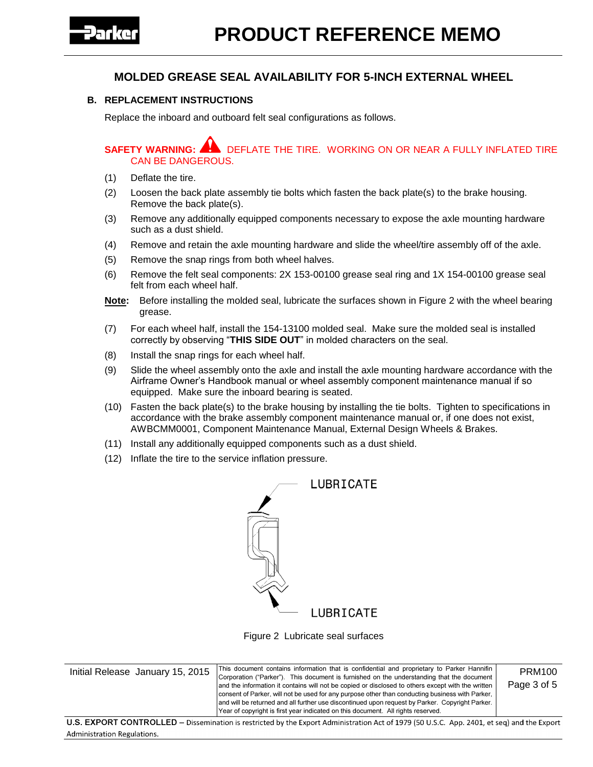## MOLDED GREASE SEAL AVAILABILITY FOR 5-INCH EXTERNAL WHEEL

### B. REPLACEMENT INSTRUCTIONS

Replace the inboard and outboard felt seal configurations as follows.

**SAFETY WARNING:** DEFLATE THE TIRE. WORKING ON OR NEAR A FULLY INFLATED TIRE CAN BE DANGEROUS.

(1) Deflate the tire.

(2) Loosen the back plate assembly tie bolts which fasten the back plate(s) to the brake housing. Remove the back plate(s).

(3) Remove any additionally equipped components necessary to expose the axle mounting hardware such as a dust shield.

(4) Remove and retain the axle mounting hardware and slide the wheel/tire assembly off of the axle.

(5) Remove the snap rings from both wheel halves.

(6) Remove the felt seal components: 2X 153-00100 grease seal ring and 1X 154-00100 grease seal felt from each wheel half.

**Note:** Before installing the molded seal, lubricate the surfaces shown in Figure 2 with the wheel bearing grease.

(7) For each wheel half, install the 154-13100 molded seal. Make sure the molded seal is installed correctly by observing "**THIS SIDE OUT**" in molded characters on the seal.

(8) Install the snap rings for each wheel half.

(9) Slide the wheel assembly onto the axle and install the axle mounting hardware accordance with the Airframe Owner's Handbook manual or wheel assembly component maintenance manual if so equipped. Make sure the inboard bearing is seated.

(10) Fasten the back plate(s) to the brake housing by installing the tie bolts. Tighten to specifications in accordance with the brake assembly component maintenance manual or, if one does not exist, AWBCMM0001, Component Maintenance Manual, External Design Wheels & Brakes.

(11) Install any additionally equipped components such as a dust shield.

(12) Inflate the tire to the service inflation pressure.

LUBRICATE

LUBRICATE

Figure 2 Lubricate seal surfaces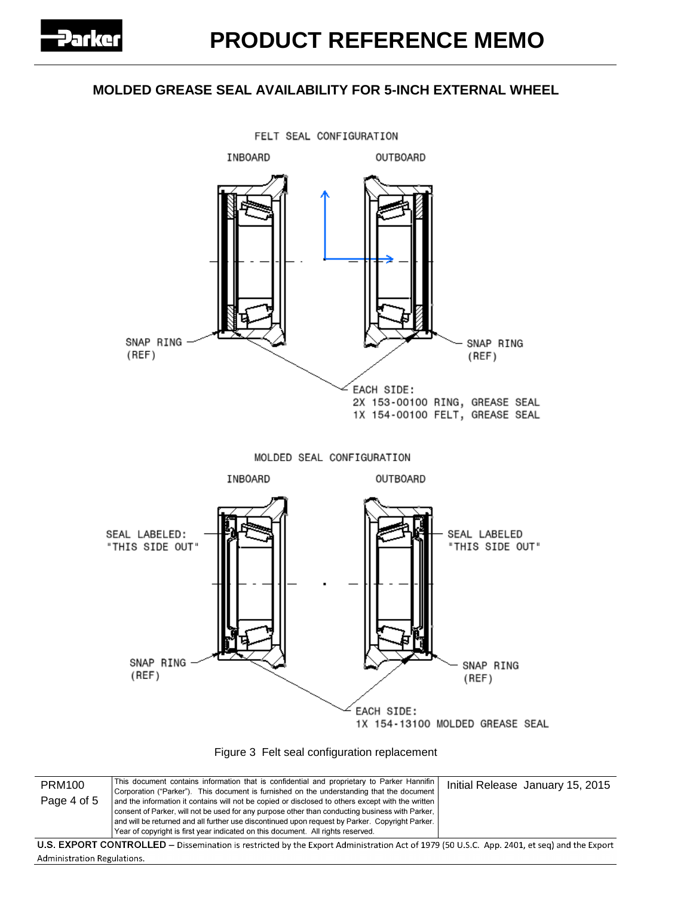# PRODUCT REFERENCE MEMO

## MOLDED GREASE SEAL AVAILABILITY FOR 5-INCH EXTERNAL WHEEL

FELT SEAL CONFIGURATION

INBOARD OUTBOARD

SNAP RING (REF)

SNAP RING (REF)

EACH SIDE:
2X 153-00100 RING, GREASE SEAL
1X 154-00100 FELT, GREASE SEAL

MOLDED SEAL CONFIGURATION

INBOARD OUTBOARD

SEAL LABELED: "THIS SIDE OUT"

SEAL LABELED "THIS SIDE OUT"

SNAP RING (REF)

SNAP RING (REF)

EACH SIDE:
1X 154-13100 MOLDED GREASE SEAL

Figure 3 Felt seal configuration replacement

| PRM100 Page 4 of 5 | This document contains information that is confidential and proprietary to Parker Hannifin Corporation ("Parker"). This document is furnished on the understanding that the document and the information it contains will not be copied or disclosed to others except with the written consent of Parker, will not be used for any purpose other than conducting business with Parker, and will be returned and all further use discontinued upon request by Parker. Copyright Parker. Year of copyright is first year indicated on this document. All rights reserved. | Initial Release January 15, 2015 |
|---|---|---|

**U.S. EXPORT CONTROLLED** – Dissemination is restricted by the Export Administration Act of 1979 (50 U.S.C. App. 2401, et seq) and the Export Administration Regulations.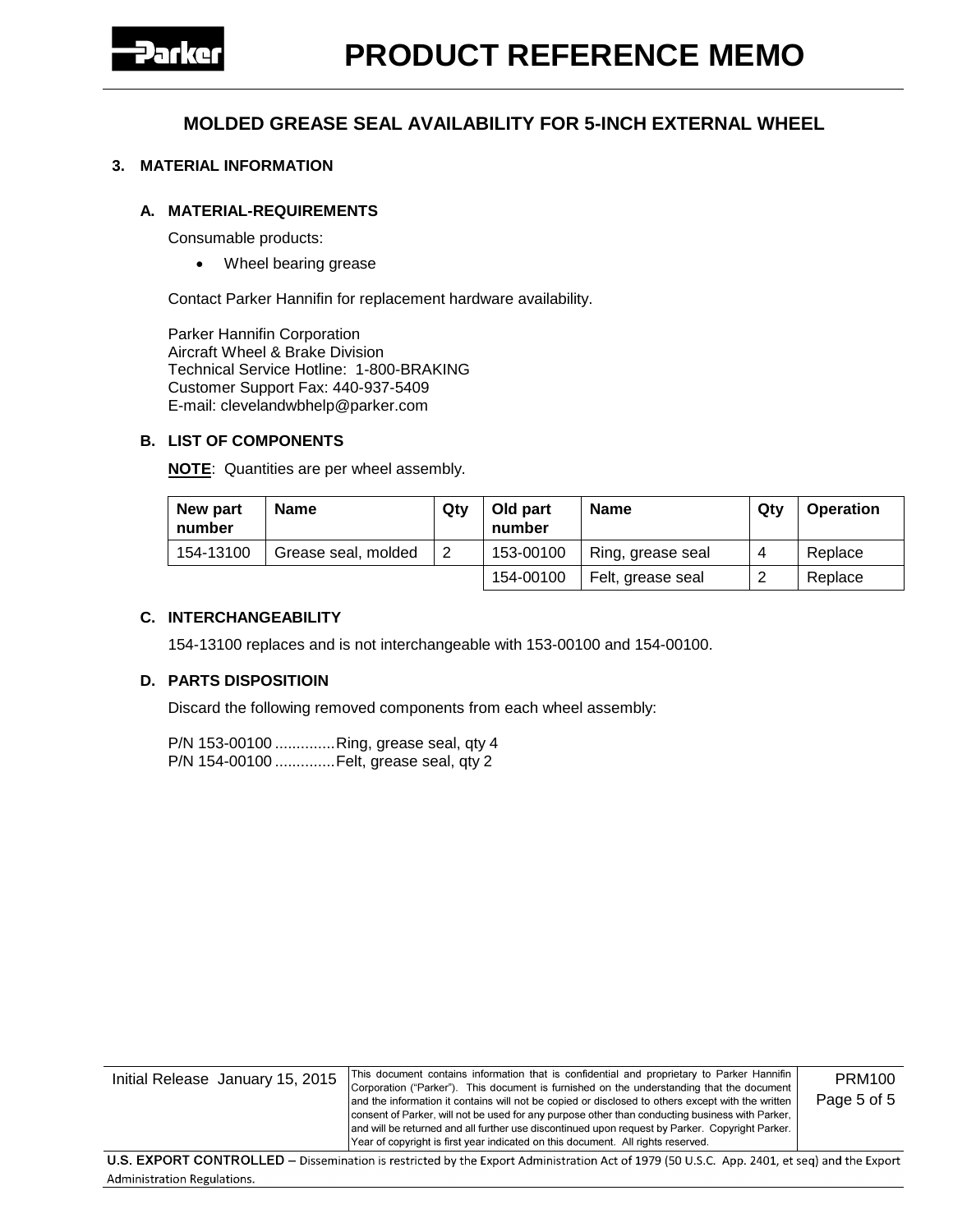# PRODUCT REFERENCE MEMO

## MOLDED GREASE SEAL AVAILABILITY FOR 5-INCH EXTERNAL WHEEL

### 3. MATERIAL INFORMATION

#### A. MATERIAL-REQUIREMENTS

Consumable products:

- Wheel bearing grease

Contact Parker Hannifin for replacement hardware availability.

Parker Hannifin Corporation
Aircraft Wheel & Brake Division
Technical Service Hotline: 1-800-BRAKING
Customer Support Fax: 440-937-5409
E-mail: clevelandwbhelp@parker.com

#### B. LIST OF COMPONENTS

**NOTE**: Quantities are per wheel assembly.

| New part number | Name | Qty | Old part number | Name | Qty | Operation |
|---|---|---|---|---|---|---|
| 154-13100 | Grease seal, molded | 2 | 153-00100 | Ring, grease seal | 4 | Replace |
| | | | 154-00100 | Felt, grease seal | 2 | Replace |

#### C. INTERCHANGEABILITY

154-13100 replaces and is not interchangeable with 153-00100 and 154-00100.

#### D. PARTS DISPOSITIOIN

Discard the following removed components from each wheel assembly:

P/N 153-00100 ..............Ring, grease seal, qty 4
P/N 154-00100 ..............Felt, grease seal, qty 2

Initial Release January 15, 2015

This document contains information that is confidential and proprietary to Parker Hannifin Corporation ("Parker"). This document is furnished on the understanding that the document and the information it contains will not be copied or disclosed to others except with the written consent of Parker, will not be used for any purpose other than conducting business with Parker, and will be returned and all further use discontinued upon request by Parker. Copyright Parker. Year of copyright is first year indicated on this document. All rights reserved.

PRM100

**U.S. EXPORT CONTROLLED** – Dissemination is restricted by the Export Administration Act of 1979 (50 U.S.C. App. 2401, et seq) and the Export Administration Regulations.